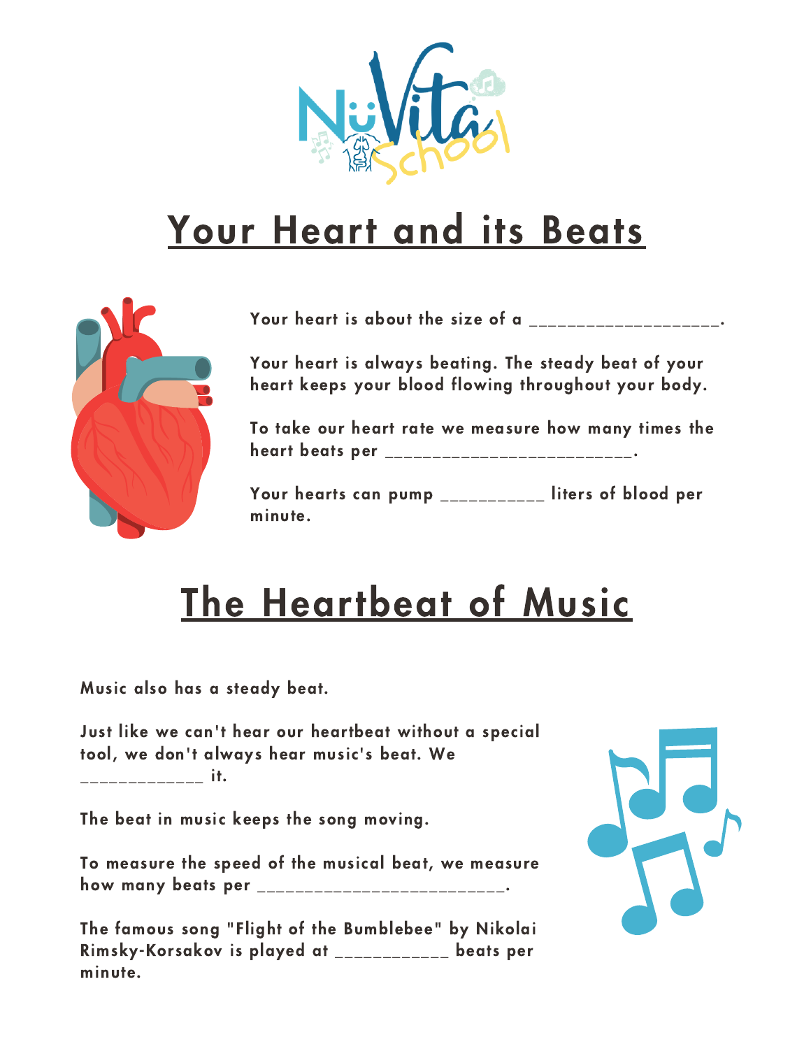# Your Heart and its Beats

Your heart is about the size of a ___________________.

Your heart is always beating. The steady beat of your heart keeps your blood flowing throughout your body.

To take our heart rate we measure how many times the heart beats per _________________________.

Your hearts can pump __________ liters of blood per minute.

# The Heartbeat of Music

Music also has a steady beat.

Just like we can't hear our heartbeat without a special tool, we don't always hear music's beat. We _____________ it.

The beat in music keeps the song moving.

To measure the speed of the musical beat, we measure how many beats per _________________________.

The famous song "Flight of the Bumblebee" by Nikolai Rimsky-Korsakov is played at ___________ beats per minute.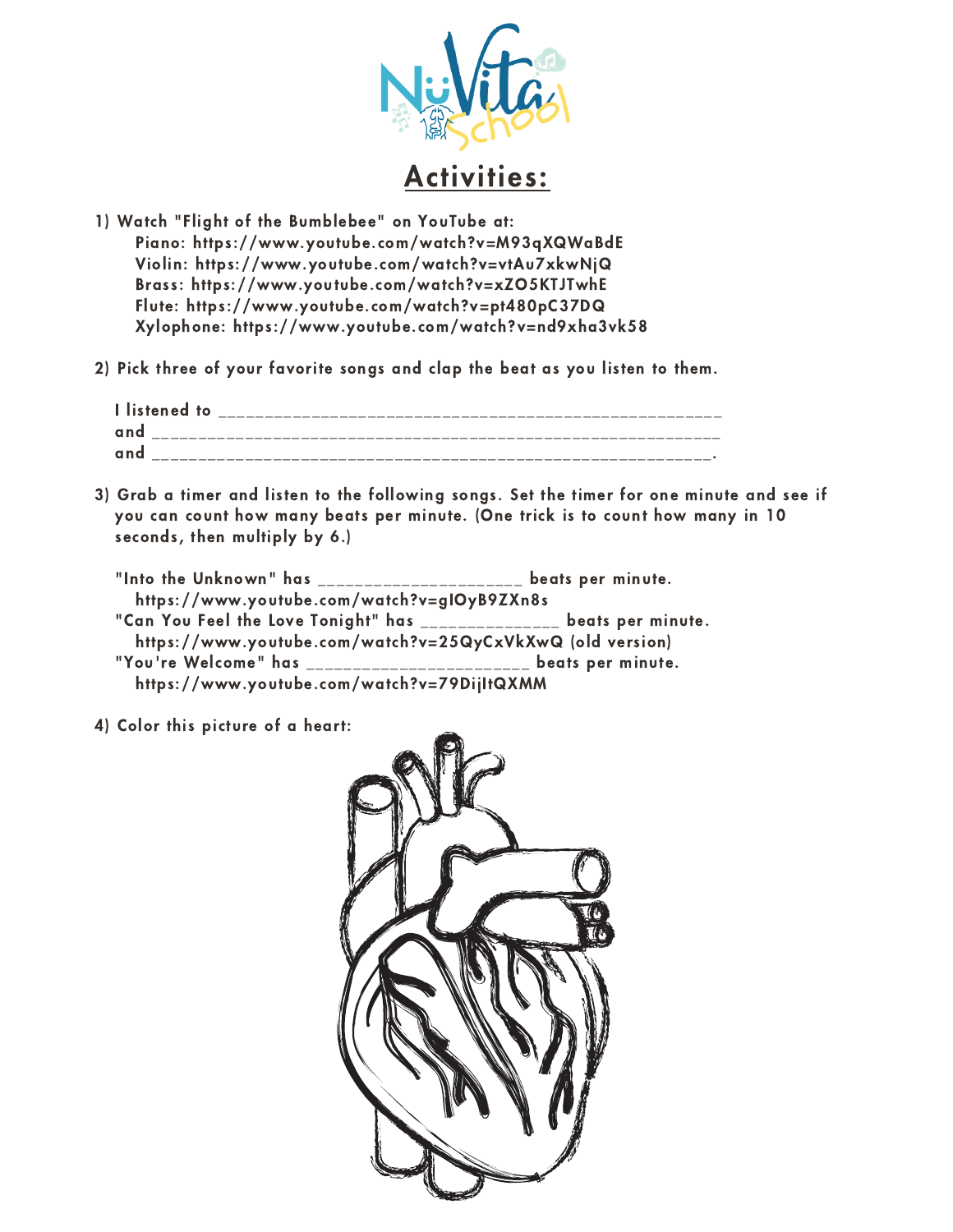# Activities:

1) Watch "Flight of the Bumblebee" on YouTube at:
   Piano: https://www.youtube.com/watch?v=M93qXQWaBdE
   Violin: https://www.youtube.com/watch?v=vtAu7xkwNjQ
   Brass: https://www.youtube.com/watch?v=xZO5KTJTwhE
   Flute: https://www.youtube.com/watch?v=pt480pC37DQ
   Xylophone: https://www.youtube.com/watch?v=nd9xha3vk58

2) Pick three of your favorite songs and clap the beat as you listen to them.

   I listened to _______________________________________________________
   and _________________________________________________________
   and _________________________________________________________.

3) Grab a timer and listen to the following songs. Set the timer for one minute and see if you can count how many beats per minute. (One trick is to count how many in 10 seconds, then multiply by 6.)

   "Into the Unknown" has _____________________ beats per minute.
   https://www.youtube.com/watch?v=gIOyB9ZXn8s
   "Can You Feel the Love Tonight" has ______________ beats per minute.
   https://www.youtube.com/watch?v=25QyCxVkXwQ (old version)
   "You're Welcome" has _______________________ beats per minute.
   https://www.youtube.com/watch?v=79DijItQXMM

4) Color this picture of a heart: